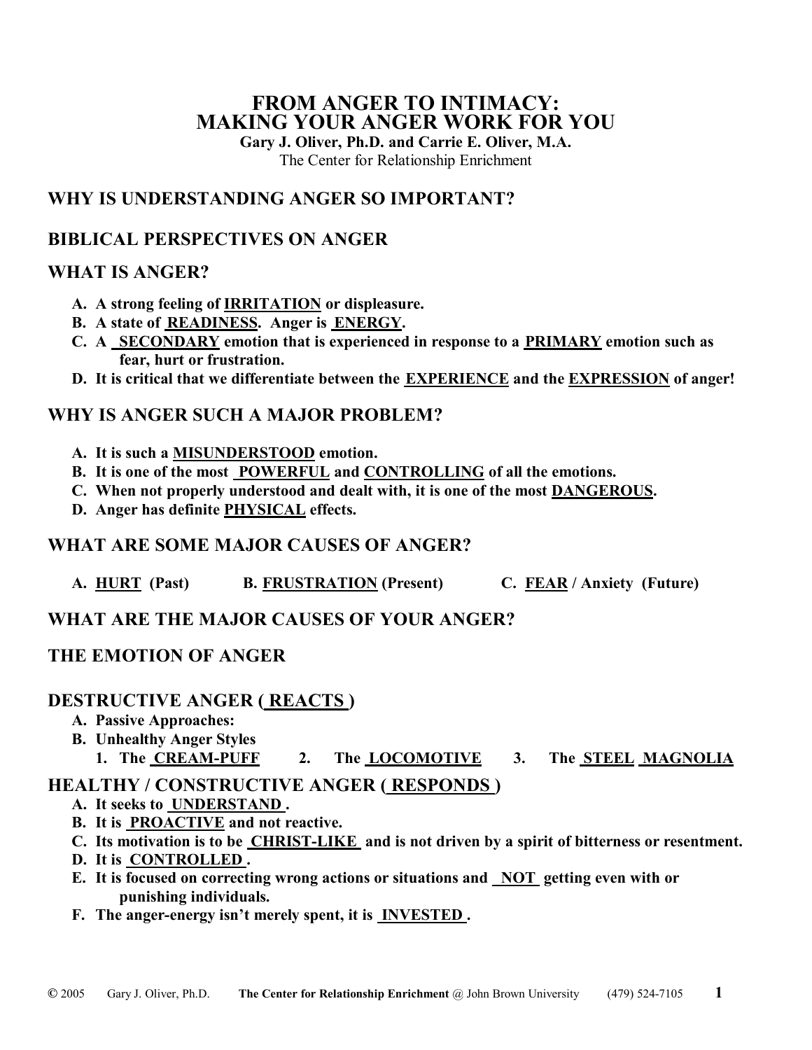# FROM ANGER TO INTIMACY: MAKING YOUR ANGER WORK FOR YOU

**Gary J. Oliver, Ph.D. and Carrie E. Oliver, M.A.**

The Center for Relationship Enrichment

## WHY IS UNDERSTANDING ANGER SO IMPORTANT?

## BIBLICAL PERSPECTIVES ON ANGER

## WHAT IS ANGER?

- **A. A strong feeling of <u>IRRITATION</u> or displeasure.**
- **B. A state of <u>READINESS</u>. Anger is <u>ENERGY</u>.**
- **C. A <u>SECONDARY</u> emotion that is experienced in response to a <u>PRIMARY</u> emotion such as fear, hurt or frustration.**
- **D. It is critical that we differentiate between the <u>EXPERIENCE</u> and the <u>EXPRESSION</u> of anger!**

## WHY IS ANGER SUCH A MAJOR PROBLEM?

- **A. It is such a <u>MISUNDERSTOOD</u> emotion.**
- **B. It is one of the most <u>POWERFUL</u> and <u>CONTROLLING</u> of all the emotions.**
- **C. When not properly understood and dealt with, it is one of the most <u>DANGEROUS</u>.**
- **D. Anger has definite <u>PHYSICAL</u> effects.**

## WHAT ARE SOME MAJOR CAUSES OF ANGER?

**A. <u>HURT</u> (Past) B. <u>FRUSTRATION</u> (Present) C. <u>FEAR</u> / Anxiety (Future)**

## WHAT ARE THE MAJOR CAUSES OF YOUR ANGER?

## THE EMOTION OF ANGER

## DESTRUCTIVE ANGER ( <u>REACTS</u> )

- **A. Passive Approaches:**
- **B. Unhealthy Anger Styles**
  1. **The <u>CREAM-PUFF</u>**
  2. **The <u>LOCOMOTIVE</u>**
  3. **The <u>STEEL MAGNOLIA</u>**

## HEALTHY / CONSTRUCTIVE ANGER ( <u>RESPONDS</u> )

- **A. It seeks to <u>UNDERSTAND</u>.**
- **B. It is <u>PROACTIVE</u> and not reactive.**
- **C. Its motivation is to be <u>CHRIST-LIKE</u> and is not driven by a spirit of bitterness or resentment.**
- **D. It is <u>CONTROLLED</u>.**
- **E. It is focused on correcting wrong actions or situations and <u>NOT</u> getting even with or punishing individuals.**
- **F. The anger-energy isn't merely spent, it is <u>INVESTED</u>.**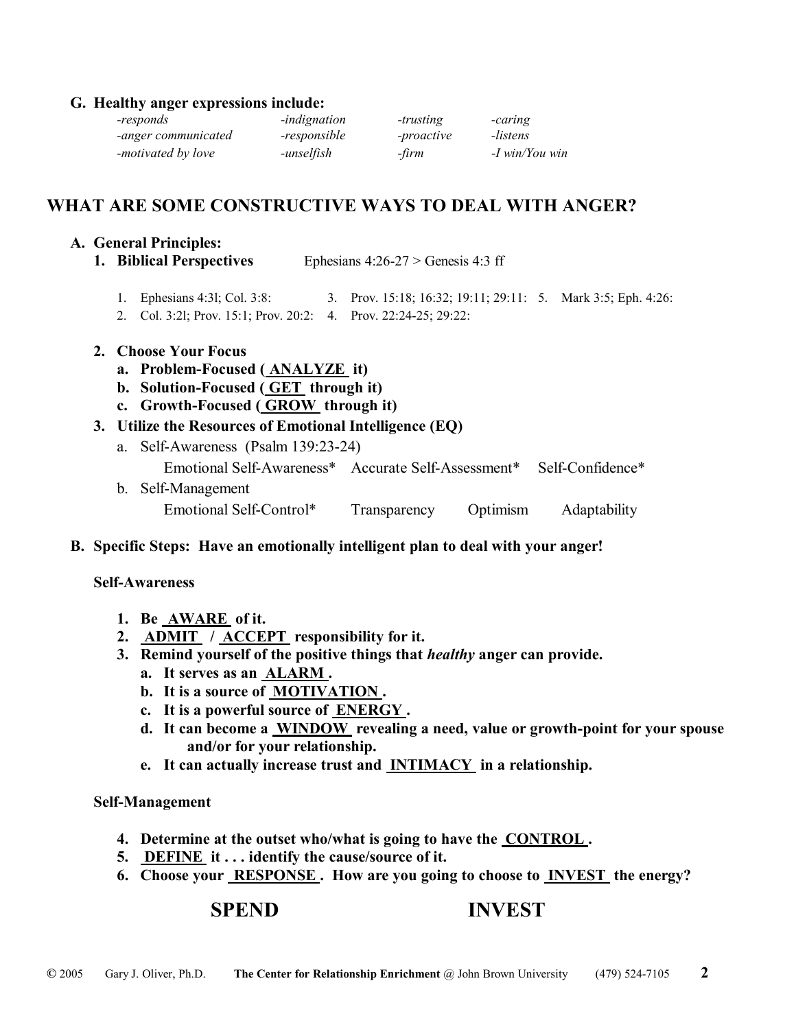**G. Healthy anger expressions include:**

| | | | |
|---|---|---|---|
| *-responds* | *-indignation* | *-trusting* | *-caring* |
| *-anger communicated* | *-responsible* | *-proactive* | *-listens* |
| *-motivated by love* | *-unselfish* | *-firm* | *-I win/You win* |

## WHAT ARE SOME CONSTRUCTIVE WAYS TO DEAL WITH ANGER?

**A. General Principles:**

1. **Biblical Perspectives** Ephesians 4:26-27 > Genesis 4:3 ff

   1. Ephesians 4:3l; Col. 3:8:
   2. Col. 3:2l; Prov. 15:1; Prov. 20:2:
   3. Prov. 15:18; 16:32; 19:11; 29:11:
   4. Prov. 22:24-25; 29:22:
   5. Mark 3:5; Eph. 4:26:

2. **Choose Your Focus**
   a. **Problem-Focused ( ANALYZE it)**
   b. **Solution-Focused ( GET through it)**
   c. **Growth-Focused ( GROW through it)**

3. **Utilize the Resources of Emotional Intelligence (EQ)**
   a. Self-Awareness (Psalm 139:23-24)
      Emotional Self-Awareness* Accurate Self-Assessment* Self-Confidence*
   b. Self-Management
      Emotional Self-Control* Transparency Optimism Adaptability

**B. Specific Steps: Have an emotionally intelligent plan to deal with your anger!**

**Self-Awareness**

1. **Be AWARE of it.**
2. **ADMIT / ACCEPT responsibility for it.**
3. **Remind yourself of the positive things that *healthy* anger can provide.**
   a. **It serves as an ALARM .**
   b. **It is a source of MOTIVATION .**
   c. **It is a powerful source of ENERGY .**
   d. **It can become a WINDOW revealing a need, value or growth-point for your spouse and/or for your relationship.**
   e. **It can actually increase trust and INTIMACY in a relationship.**

**Self-Management**

4. **Determine at the outset who/what is going to have the CONTROL .**
5. **DEFINE it . . . identify the cause/source of it.**
6. **Choose your RESPONSE . How are you going to choose to INVEST the energy?**

**SPEND** **INVEST**

© 2005 Gary J. Oliver, Ph.D. **The Center for Relationship Enrichment** @ John Brown University (479) 524-7105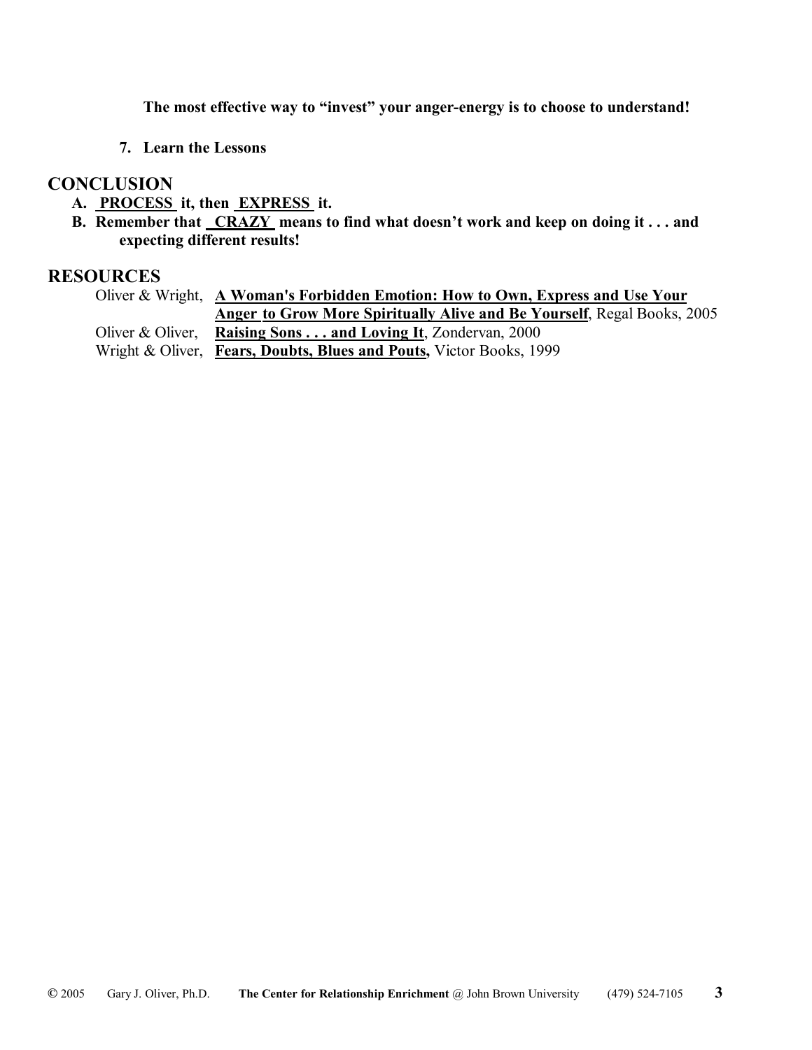**The most effective way to "invest" your anger-energy is to choose to understand!**

7. **Learn the Lessons**

## CONCLUSION

A. **PROCESS it, then EXPRESS it.**

B. **Remember that CRAZY means to find what doesn't work and keep on doing it . . . and expecting different results!**

## RESOURCES

Oliver & Wright, **A Woman's Forbidden Emotion: How to Own, Express and Use Your Anger to Grow More Spiritually Alive and Be Yourself**, Regal Books, 2005

Oliver & Oliver, **Raising Sons . . . and Loving It**, Zondervan, 2000

Wright & Oliver, **Fears, Doubts, Blues and Pouts,** Victor Books, 1999